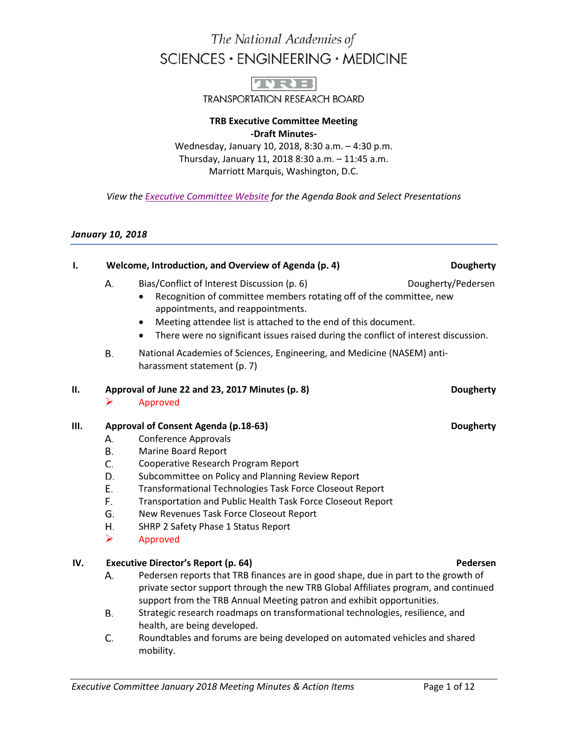The National Academies of
SCIENCES · ENGINEERING · MEDICINE

TRB
TRANSPORTATION RESEARCH BOARD

**TRB Executive Committee Meeting**
**-Draft Minutes-**
Wednesday, January 10, 2018, 8:30 a.m. – 4:30 p.m.
Thursday, January 11, 2018 8:30 a.m. – 11:45 a.m.
Marriott Marquis, Washington, D.C.

*View the Executive Committee Website for the Agenda Book and Select Presentations*

## *January 10, 2018*

**I. Welcome, Introduction, and Overview of Agenda (p. 4)** — **Dougherty**

A. Bias/Conflict of Interest Discussion (p. 6) — Dougherty/Pedersen
- Recognition of committee members rotating off of the committee, new appointments, and reappointments.
- Meeting attendee list is attached to the end of this document.
- There were no significant issues raised during the conflict of interest discussion.

B. National Academies of Sciences, Engineering, and Medicine (NASEM) anti-harassment statement (p. 7)

**II. Approval of June 22 and 23, 2017 Minutes (p. 8)** — **Dougherty**

➢ Approved

**III. Approval of Consent Agenda (p.18-63)** — **Dougherty**

A. Conference Approvals
B. Marine Board Report
C. Cooperative Research Program Report
D. Subcommittee on Policy and Planning Review Report
E. Transformational Technologies Task Force Closeout Report
F. Transportation and Public Health Task Force Closeout Report
G. New Revenues Task Force Closeout Report
H. SHRP 2 Safety Phase 1 Status Report

➢ Approved

**IV. Executive Director's Report (p. 64)** — **Pedersen**

A. Pedersen reports that TRB finances are in good shape, due in part to the growth of private sector support through the new TRB Global Affiliates program, and continued support from the TRB Annual Meeting patron and exhibit opportunities.
B. Strategic research roadmaps on transformational technologies, resilience, and health, are being developed.
C. Roundtables and forums are being developed on automated vehicles and shared mobility.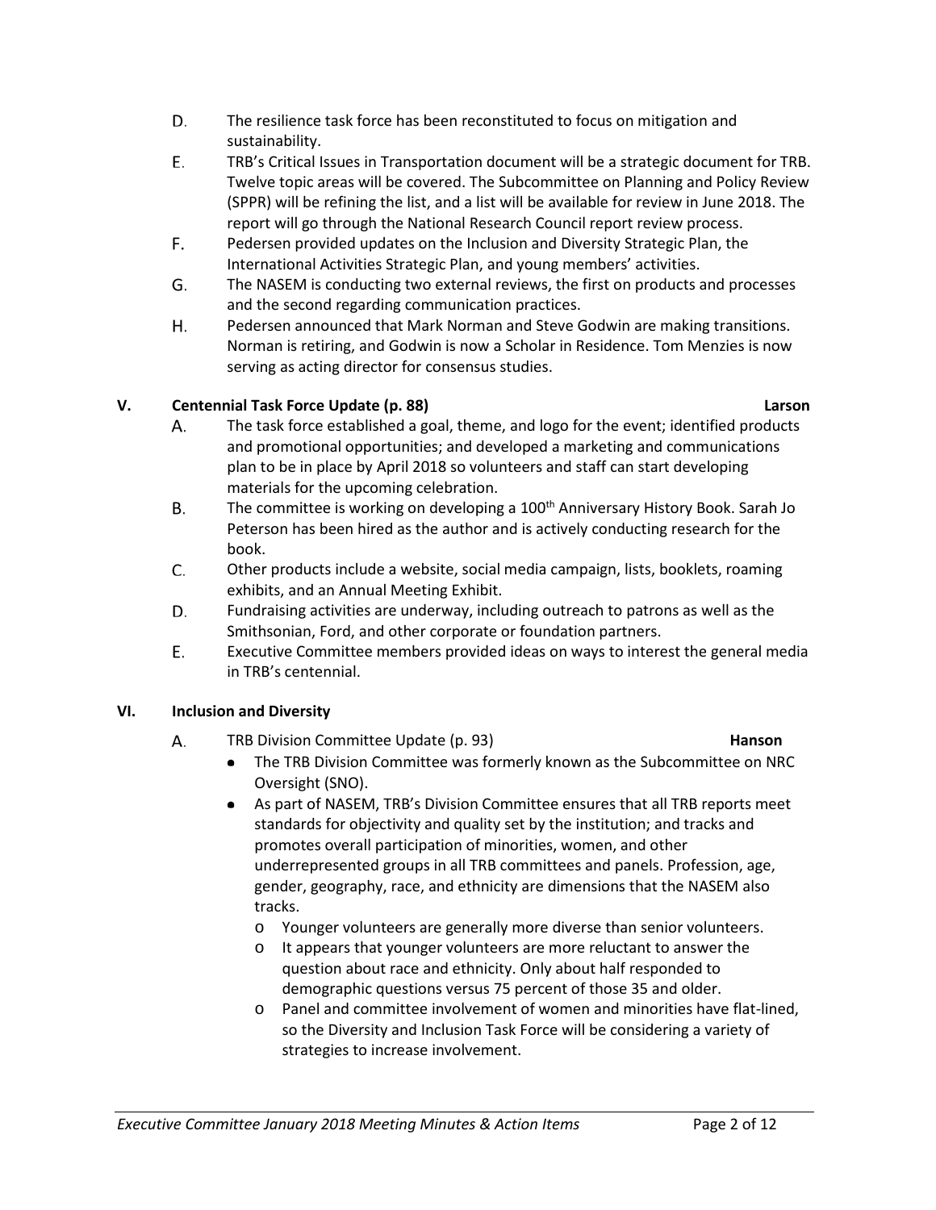D. The resilience task force has been reconstituted to focus on mitigation and sustainability.

E. TRB's Critical Issues in Transportation document will be a strategic document for TRB. Twelve topic areas will be covered. The Subcommittee on Planning and Policy Review (SPPR) will be refining the list, and a list will be available for review in June 2018. The report will go through the National Research Council report review process.

F. Pedersen provided updates on the Inclusion and Diversity Strategic Plan, the International Activities Strategic Plan, and young members' activities.

G. The NASEM is conducting two external reviews, the first on products and processes and the second regarding communication practices.

H. Pedersen announced that Mark Norman and Steve Godwin are making transitions. Norman is retiring, and Godwin is now a Scholar in Residence. Tom Menzies is now serving as acting director for consensus studies.

## V. Centennial Task Force Update (p. 88) — Larson

A. The task force established a goal, theme, and logo for the event; identified products and promotional opportunities; and developed a marketing and communications plan to be in place by April 2018 so volunteers and staff can start developing materials for the upcoming celebration.

B. The committee is working on developing a 100th Anniversary History Book. Sarah Jo Peterson has been hired as the author and is actively conducting research for the book.

C. Other products include a website, social media campaign, lists, booklets, roaming exhibits, and an Annual Meeting Exhibit.

D. Fundraising activities are underway, including outreach to patrons as well as the Smithsonian, Ford, and other corporate or foundation partners.

E. Executive Committee members provided ideas on ways to interest the general media in TRB's centennial.

## VI. Inclusion and Diversity

A. TRB Division Committee Update (p. 93) — **Hanson**

- The TRB Division Committee was formerly known as the Subcommittee on NRC Oversight (SNO).
- As part of NASEM, TRB's Division Committee ensures that all TRB reports meet standards for objectivity and quality set by the institution; and tracks and promotes overall participation of minorities, women, and other underrepresented groups in all TRB committees and panels. Profession, age, gender, geography, race, and ethnicity are dimensions that the NASEM also tracks.
  - Younger volunteers are generally more diverse than senior volunteers.
  - It appears that younger volunteers are more reluctant to answer the question about race and ethnicity. Only about half responded to demographic questions versus 75 percent of those 35 and older.
  - Panel and committee involvement of women and minorities have flat-lined, so the Diversity and Inclusion Task Force will be considering a variety of strategies to increase involvement.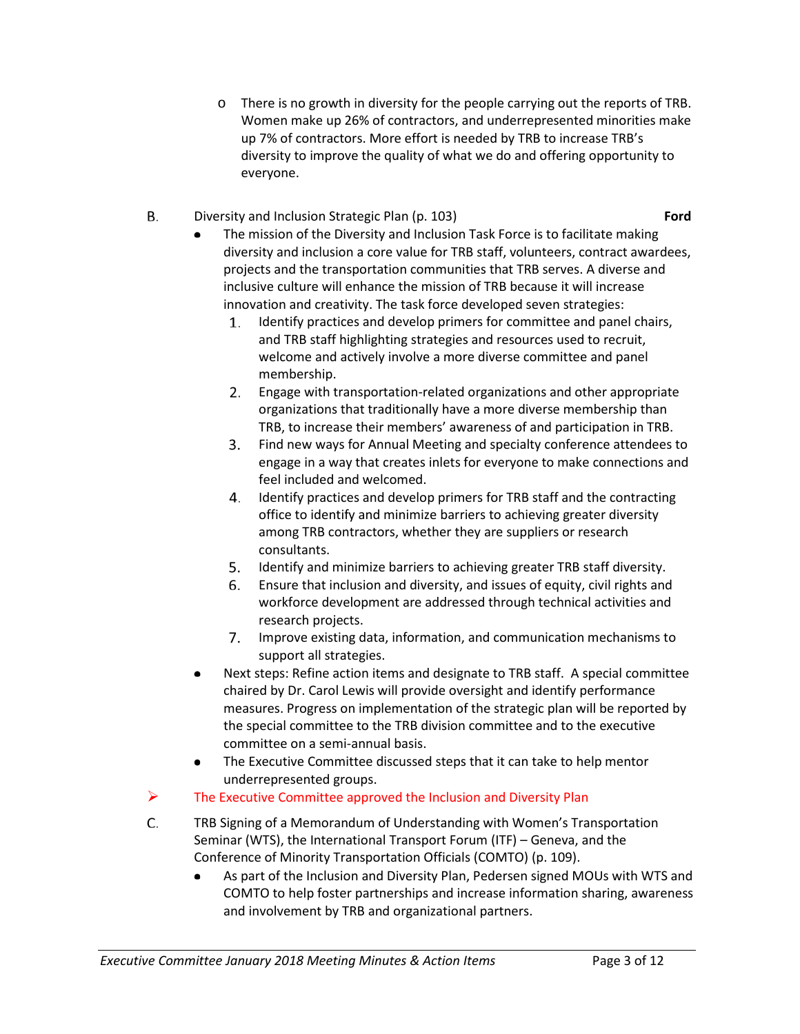- There is no growth in diversity for the people carrying out the reports of TRB. Women make up 26% of contractors, and underrepresented minorities make up 7% of contractors. More effort is needed by TRB to increase TRB's diversity to improve the quality of what we do and offering opportunity to everyone.

B. Diversity and Inclusion Strategic Plan (p. 103) **Ford**

- The mission of the Diversity and Inclusion Task Force is to facilitate making diversity and inclusion a core value for TRB staff, volunteers, contract awardees, projects and the transportation communities that TRB serves. A diverse and inclusive culture will enhance the mission of TRB because it will increase innovation and creativity. The task force developed seven strategies:
  1. Identify practices and develop primers for committee and panel chairs, and TRB staff highlighting strategies and resources used to recruit, welcome and actively involve a more diverse committee and panel membership.
  2. Engage with transportation-related organizations and other appropriate organizations that traditionally have a more diverse membership than TRB, to increase their members' awareness of and participation in TRB.
  3. Find new ways for Annual Meeting and specialty conference attendees to engage in a way that creates inlets for everyone to make connections and feel included and welcomed.
  4. Identify practices and develop primers for TRB staff and the contracting office to identify and minimize barriers to achieving greater diversity among TRB contractors, whether they are suppliers or research consultants.
  5. Identify and minimize barriers to achieving greater TRB staff diversity.
  6. Ensure that inclusion and diversity, and issues of equity, civil rights and workforce development are addressed through technical activities and research projects.
  7. Improve existing data, information, and communication mechanisms to support all strategies.
- Next steps: Refine action items and designate to TRB staff. A special committee chaired by Dr. Carol Lewis will provide oversight and identify performance measures. Progress on implementation of the strategic plan will be reported by the special committee to the TRB division committee and to the executive committee on a semi-annual basis.
- The Executive Committee discussed steps that it can take to help mentor underrepresented groups.

➤ The Executive Committee approved the Inclusion and Diversity Plan

C. TRB Signing of a Memorandum of Understanding with Women's Transportation Seminar (WTS), the International Transport Forum (ITF) – Geneva, and the Conference of Minority Transportation Officials (COMTO) (p. 109).

- As part of the Inclusion and Diversity Plan, Pedersen signed MOUs with WTS and COMTO to help foster partnerships and increase information sharing, awareness and involvement by TRB and organizational partners.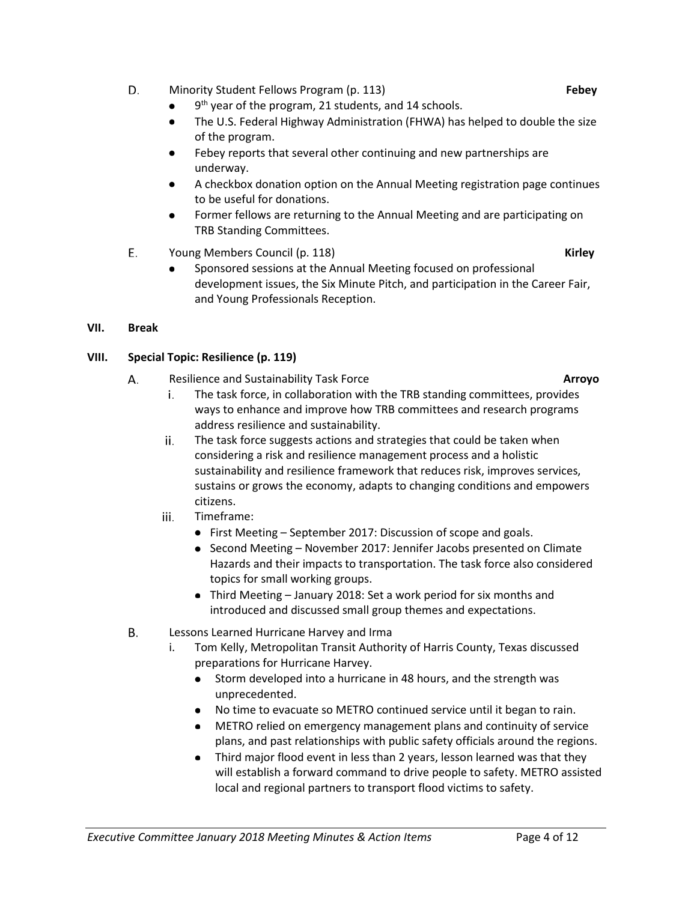D. Minority Student Fellows Program (p. 113) **Febey**

- 9th year of the program, 21 students, and 14 schools.
- The U.S. Federal Highway Administration (FHWA) has helped to double the size of the program.
- Febey reports that several other continuing and new partnerships are underway.
- A checkbox donation option on the Annual Meeting registration page continues to be useful for donations.
- Former fellows are returning to the Annual Meeting and are participating on TRB Standing Committees.

E. Young Members Council (p. 118) **Kirley**

- Sponsored sessions at the Annual Meeting focused on professional development issues, the Six Minute Pitch, and participation in the Career Fair, and Young Professionals Reception.

**VII. Break**

**VIII. Special Topic: Resilience (p. 119)**

A. Resilience and Sustainability Task Force **Arroyo**

i. The task force, in collaboration with the TRB standing committees, provides ways to enhance and improve how TRB committees and research programs address resilience and sustainability.

ii. The task force suggests actions and strategies that could be taken when considering a risk and resilience management process and a holistic sustainability and resilience framework that reduces risk, improves services, sustains or grows the economy, adapts to changing conditions and empowers citizens.

iii. Timeframe:

- First Meeting – September 2017: Discussion of scope and goals.
- Second Meeting – November 2017: Jennifer Jacobs presented on Climate Hazards and their impacts to transportation. The task force also considered topics for small working groups.
- Third Meeting – January 2018: Set a work period for six months and introduced and discussed small group themes and expectations.

B. Lessons Learned Hurricane Harvey and Irma

i. Tom Kelly, Metropolitan Transit Authority of Harris County, Texas discussed preparations for Hurricane Harvey.

- Storm developed into a hurricane in 48 hours, and the strength was unprecedented.
- No time to evacuate so METRO continued service until it began to rain.
- METRO relied on emergency management plans and continuity of service plans, and past relationships with public safety officials around the regions.
- Third major flood event in less than 2 years, lesson learned was that they will establish a forward command to drive people to safety. METRO assisted local and regional partners to transport flood victims to safety.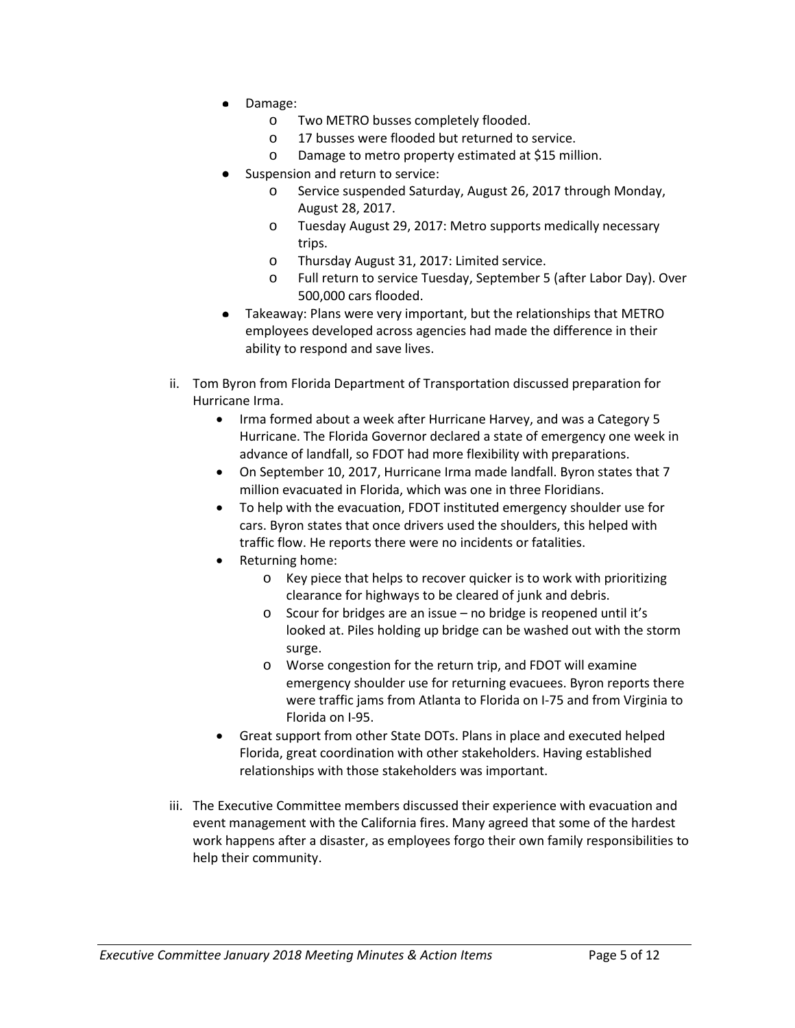- Damage:
  - Two METRO busses completely flooded.
  - 17 busses were flooded but returned to service.
  - Damage to metro property estimated at $15 million.
- Suspension and return to service:
  - Service suspended Saturday, August 26, 2017 through Monday, August 28, 2017.
  - Tuesday August 29, 2017: Metro supports medically necessary trips.
  - Thursday August 31, 2017: Limited service.
  - Full return to service Tuesday, September 5 (after Labor Day). Over 500,000 cars flooded.
- Takeaway: Plans were very important, but the relationships that METRO employees developed across agencies had made the difference in their ability to respond and save lives.

ii. Tom Byron from Florida Department of Transportation discussed preparation for Hurricane Irma.

- Irma formed about a week after Hurricane Harvey, and was a Category 5 Hurricane. The Florida Governor declared a state of emergency one week in advance of landfall, so FDOT had more flexibility with preparations.
- On September 10, 2017, Hurricane Irma made landfall. Byron states that 7 million evacuated in Florida, which was one in three Floridians.
- To help with the evacuation, FDOT instituted emergency shoulder use for cars. Byron states that once drivers used the shoulders, this helped with traffic flow. He reports there were no incidents or fatalities.
- Returning home:
  - Key piece that helps to recover quicker is to work with prioritizing clearance for highways to be cleared of junk and debris.
  - Scour for bridges are an issue – no bridge is reopened until it's looked at. Piles holding up bridge can be washed out with the storm surge.
  - Worse congestion for the return trip, and FDOT will examine emergency shoulder use for returning evacuees. Byron reports there were traffic jams from Atlanta to Florida on I-75 and from Virginia to Florida on I-95.
- Great support from other State DOTs. Plans in place and executed helped Florida, great coordination with other stakeholders. Having established relationships with those stakeholders was important.

iii. The Executive Committee members discussed their experience with evacuation and event management with the California fires. Many agreed that some of the hardest work happens after a disaster, as employees forgo their own family responsibilities to help their community.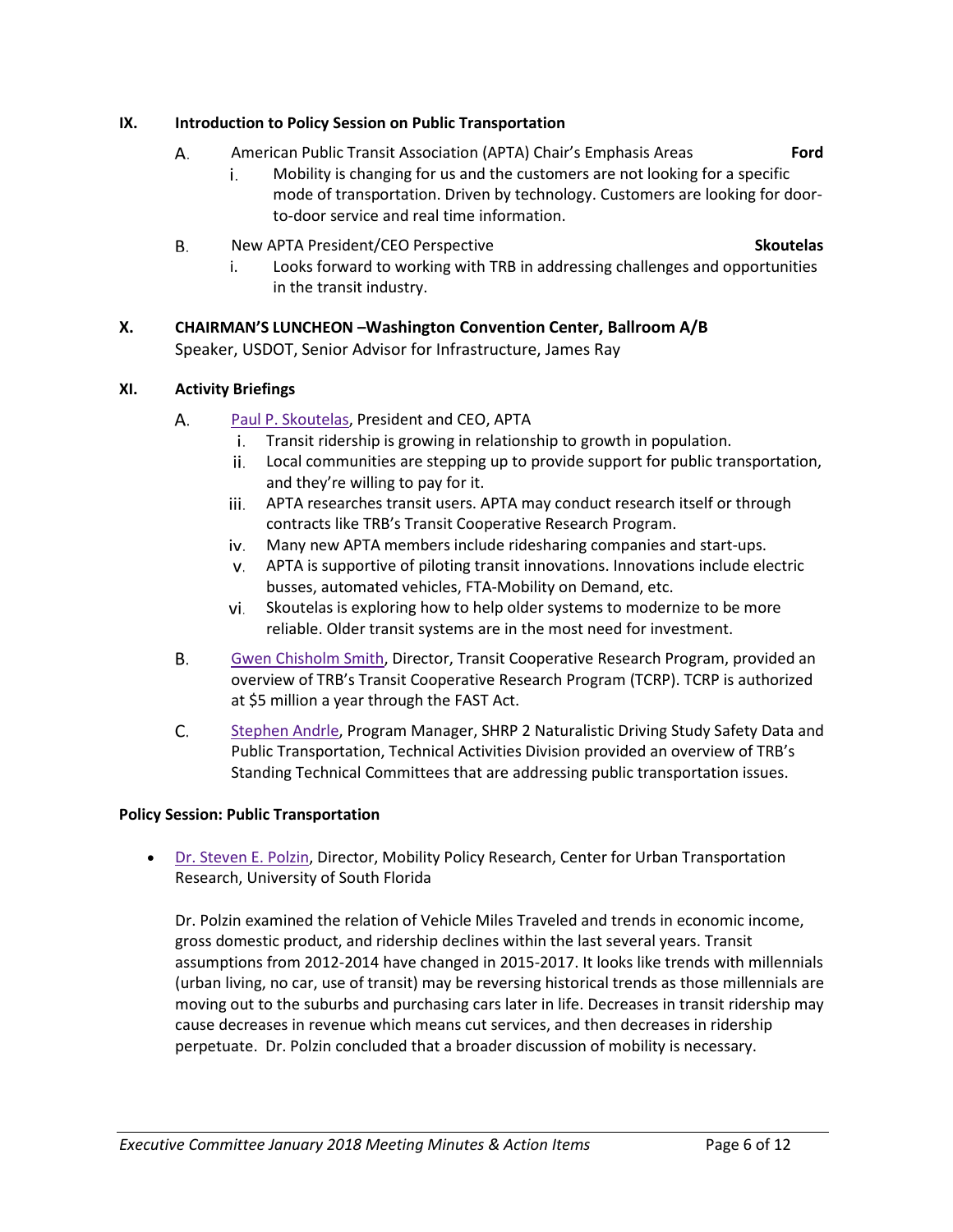## IX. Introduction to Policy Session on Public Transportation

A. American Public Transit Association (APTA) Chair's Emphasis Areas **Ford**

   i. Mobility is changing for us and the customers are not looking for a specific mode of transportation. Driven by technology. Customers are looking for door-to-door service and real time information.

B. New APTA President/CEO Perspective **Skoutelas**

   i. Looks forward to working with TRB in addressing challenges and opportunities in the transit industry.

## X. CHAIRMAN'S LUNCHEON –Washington Convention Center, Ballroom A/B

Speaker, USDOT, Senior Advisor for Infrastructure, James Ray

## XI. Activity Briefings

A. Paul P. Skoutelas, President and CEO, APTA

   i. Transit ridership is growing in relationship to growth in population.
   ii. Local communities are stepping up to provide support for public transportation, and they're willing to pay for it.
   iii. APTA researches transit users. APTA may conduct research itself or through contracts like TRB's Transit Cooperative Research Program.
   iv. Many new APTA members include ridesharing companies and start-ups.
   v. APTA is supportive of piloting transit innovations. Innovations include electric busses, automated vehicles, FTA-Mobility on Demand, etc.
   vi. Skoutelas is exploring how to help older systems to modernize to be more reliable. Older transit systems are in the most need for investment.

B. Gwen Chisholm Smith, Director, Transit Cooperative Research Program, provided an overview of TRB's Transit Cooperative Research Program (TCRP). TCRP is authorized at $5 million a year through the FAST Act.

C. Stephen Andrle, Program Manager, SHRP 2 Naturalistic Driving Study Safety Data and Public Transportation, Technical Activities Division provided an overview of TRB's Standing Technical Committees that are addressing public transportation issues.

**Policy Session: Public Transportation**

- Dr. Steven E. Polzin, Director, Mobility Policy Research, Center for Urban Transportation Research, University of South Florida

  Dr. Polzin examined the relation of Vehicle Miles Traveled and trends in economic income, gross domestic product, and ridership declines within the last several years. Transit assumptions from 2012-2014 have changed in 2015-2017. It looks like trends with millennials (urban living, no car, use of transit) may be reversing historical trends as those millennials are moving out to the suburbs and purchasing cars later in life. Decreases in transit ridership may cause decreases in revenue which means cut services, and then decreases in ridership perpetuate. Dr. Polzin concluded that a broader discussion of mobility is necessary.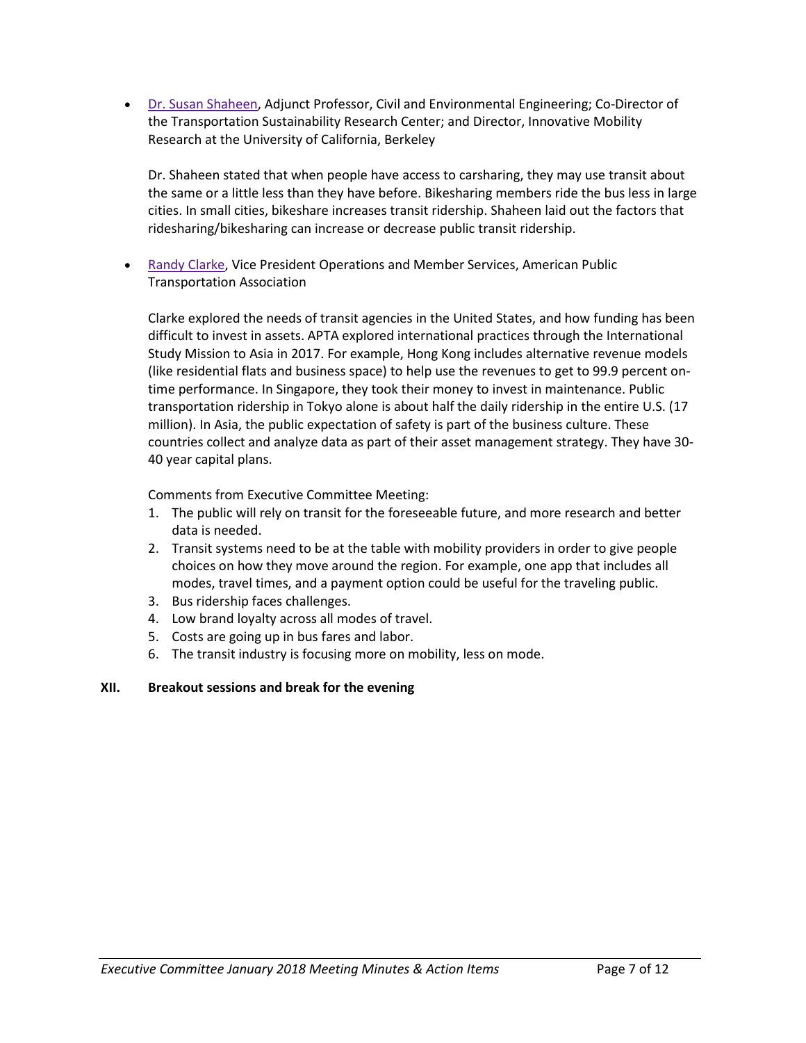- Dr. Susan Shaheen, Adjunct Professor, Civil and Environmental Engineering; Co-Director of the Transportation Sustainability Research Center; and Director, Innovative Mobility Research at the University of California, Berkeley

  Dr. Shaheen stated that when people have access to carsharing, they may use transit about the same or a little less than they have before. Bikesharing members ride the bus less in large cities. In small cities, bikeshare increases transit ridership. Shaheen laid out the factors that ridesharing/bikesharing can increase or decrease public transit ridership.

- Randy Clarke, Vice President Operations and Member Services, American Public Transportation Association

  Clarke explored the needs of transit agencies in the United States, and how funding has been difficult to invest in assets. APTA explored international practices through the International Study Mission to Asia in 2017. For example, Hong Kong includes alternative revenue models (like residential flats and business space) to help use the revenues to get to 99.9 percent on-time performance. In Singapore, they took their money to invest in maintenance. Public transportation ridership in Tokyo alone is about half the daily ridership in the entire U.S. (17 million). In Asia, the public expectation of safety is part of the business culture. These countries collect and analyze data as part of their asset management strategy. They have 30-40 year capital plans.

  Comments from Executive Committee Meeting:

  1. The public will rely on transit for the foreseeable future, and more research and better data is needed.
  2. Transit systems need to be at the table with mobility providers in order to give people choices on how they move around the region. For example, one app that includes all modes, travel times, and a payment option could be useful for the traveling public.
  3. Bus ridership faces challenges.
  4. Low brand loyalty across all modes of travel.
  5. Costs are going up in bus fares and labor.
  6. The transit industry is focusing more on mobility, less on mode.

**XII. Breakout sessions and break for the evening**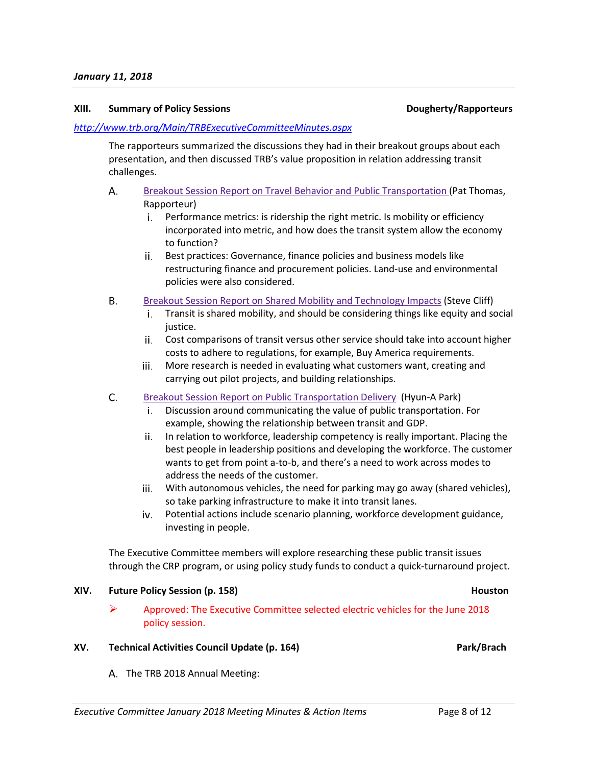*January 11, 2018*

**XIII. Summary of Policy Sessions** **Dougherty/Rapporteurs**

*http://www.trb.org/Main/TRBExecutiveCommitteeMinutes.aspx*

The rapporteurs summarized the discussions they had in their breakout groups about each presentation, and then discussed TRB's value proposition in relation addressing transit challenges.

A. Breakout Session Report on Travel Behavior and Public Transportation (Pat Thomas, Rapporteur)

   i. Performance metrics: is ridership the right metric. Is mobility or efficiency incorporated into metric, and how does the transit system allow the economy to function?

   ii. Best practices: Governance, finance policies and business models like restructuring finance and procurement policies. Land-use and environmental policies were also considered.

B. Breakout Session Report on Shared Mobility and Technology Impacts (Steve Cliff)

   i. Transit is shared mobility, and should be considering things like equity and social justice.

   ii. Cost comparisons of transit versus other service should take into account higher costs to adhere to regulations, for example, Buy America requirements.

   iii. More research is needed in evaluating what customers want, creating and carrying out pilot projects, and building relationships.

C. Breakout Session Report on Public Transportation Delivery (Hyun-A Park)

   i. Discussion around communicating the value of public transportation. For example, showing the relationship between transit and GDP.

   ii. In relation to workforce, leadership competency is really important. Placing the best people in leadership positions and developing the workforce. The customer wants to get from point a-to-b, and there's a need to work across modes to address the needs of the customer.

   iii. With autonomous vehicles, the need for parking may go away (shared vehicles), so take parking infrastructure to make it into transit lanes.

   iv. Potential actions include scenario planning, workforce development guidance, investing in people.

The Executive Committee members will explore researching these public transit issues through the CRP program, or using policy study funds to conduct a quick-turnaround project.

**XIV. Future Policy Session (p. 158)** **Houston**

- Approved: The Executive Committee selected electric vehicles for the June 2018 policy session.

**XV. Technical Activities Council Update (p. 164)** **Park/Brach**

A. The TRB 2018 Annual Meeting: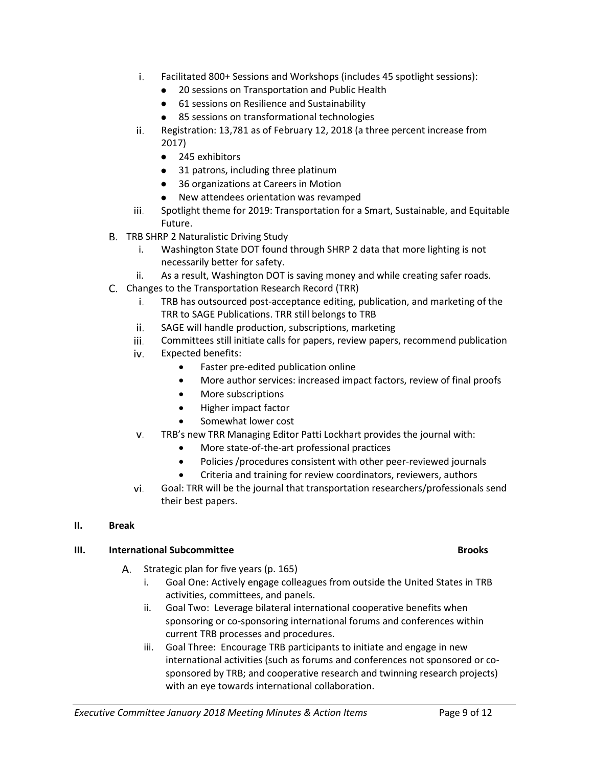i. Facilitated 800+ Sessions and Workshops (includes 45 spotlight sessions):
      - 20 sessions on Transportation and Public Health
      - 61 sessions on Resilience and Sustainability
      - 85 sessions on transformational technologies
   ii. Registration: 13,781 as of February 12, 2018 (a three percent increase from 2017)
      - 245 exhibitors
      - 31 patrons, including three platinum
      - 36 organizations at Careers in Motion
      - New attendees orientation was revamped
   iii. Spotlight theme for 2019: Transportation for a Smart, Sustainable, and Equitable Future.

B. TRB SHRP 2 Naturalistic Driving Study
   i. Washington State DOT found through SHRP 2 data that more lighting is not necessarily better for safety.
   ii. As a result, Washington DOT is saving money and while creating safer roads.

C. Changes to the Transportation Research Record (TRR)
   i. TRB has outsourced post-acceptance editing, publication, and marketing of the TRR to SAGE Publications. TRR still belongs to TRB
   ii. SAGE will handle production, subscriptions, marketing
   iii. Committees still initiate calls for papers, review papers, recommend publication
   iv. Expected benefits:
      - Faster pre-edited publication online
      - More author services: increased impact factors, review of final proofs
      - More subscriptions
      - Higher impact factor
      - Somewhat lower cost
   v. TRB's new TRR Managing Editor Patti Lockhart provides the journal with:
      - More state-of-the-art professional practices
      - Policies /procedures consistent with other peer-reviewed journals
      - Criteria and training for review coordinators, reviewers, authors
   vi. Goal: TRR will be the journal that transportation researchers/professionals send their best papers.

**II. Break**

**III. International Subcommittee** **Brooks**

A. Strategic plan for five years (p. 165)
   i. Goal One: Actively engage colleagues from outside the United States in TRB activities, committees, and panels.
   ii. Goal Two: Leverage bilateral international cooperative benefits when sponsoring or co-sponsoring international forums and conferences within current TRB processes and procedures.
   iii. Goal Three: Encourage TRB participants to initiate and engage in new international activities (such as forums and conferences not sponsored or co-sponsored by TRB; and cooperative research and twinning research projects) with an eye towards international collaboration.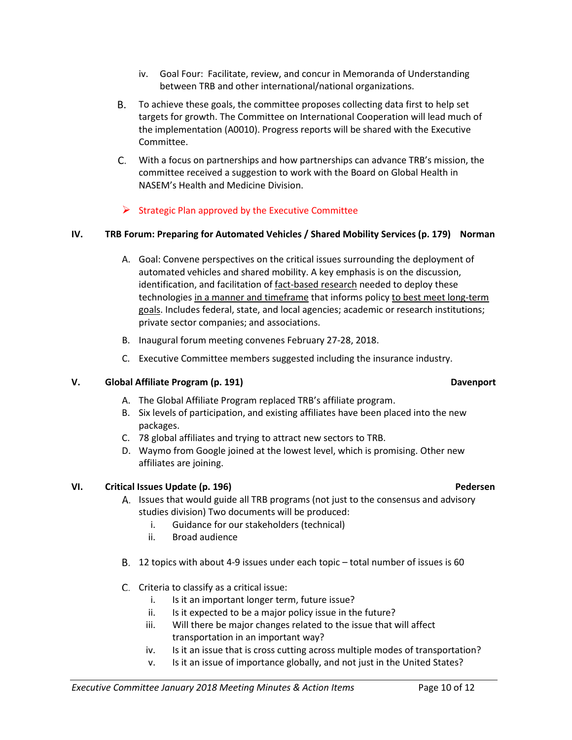iv. Goal Four: Facilitate, review, and concur in Memoranda of Understanding between TRB and other international/national organizations.

B. To achieve these goals, the committee proposes collecting data first to help set targets for growth. The Committee on International Cooperation will lead much of the implementation (A0010). Progress reports will be shared with the Executive Committee.

C. With a focus on partnerships and how partnerships can advance TRB's mission, the committee received a suggestion to work with the Board on Global Health in NASEM's Health and Medicine Division.

➢ Strategic Plan approved by the Executive Committee

## IV. TRB Forum: Preparing for Automated Vehicles / Shared Mobility Services (p. 179) Norman

A. Goal: Convene perspectives on the critical issues surrounding the deployment of automated vehicles and shared mobility. A key emphasis is on the discussion, identification, and facilitation of <u>fact-based research</u> needed to deploy these technologies <u>in a manner and timeframe</u> that informs policy <u>to best meet long-term goals</u>. Includes federal, state, and local agencies; academic or research institutions; private sector companies; and associations.

B. Inaugural forum meeting convenes February 27-28, 2018.

C. Executive Committee members suggested including the insurance industry.

## V. Global Affiliate Program (p. 191) Davenport

A. The Global Affiliate Program replaced TRB's affiliate program.
B. Six levels of participation, and existing affiliates have been placed into the new packages.
C. 78 global affiliates and trying to attract new sectors to TRB.
D. Waymo from Google joined at the lowest level, which is promising. Other new affiliates are joining.

## VI. Critical Issues Update (p. 196) Pedersen

A. Issues that would guide all TRB programs (not just to the consensus and advisory studies division) Two documents will be produced:
   i. Guidance for our stakeholders (technical)
   ii. Broad audience

B. 12 topics with about 4-9 issues under each topic – total number of issues is 60

C. Criteria to classify as a critical issue:
   i. Is it an important longer term, future issue?
   ii. Is it expected to be a major policy issue in the future?
   iii. Will there be major changes related to the issue that will affect transportation in an important way?
   iv. Is it an issue that is cross cutting across multiple modes of transportation?
   v. Is it an issue of importance globally, and not just in the United States?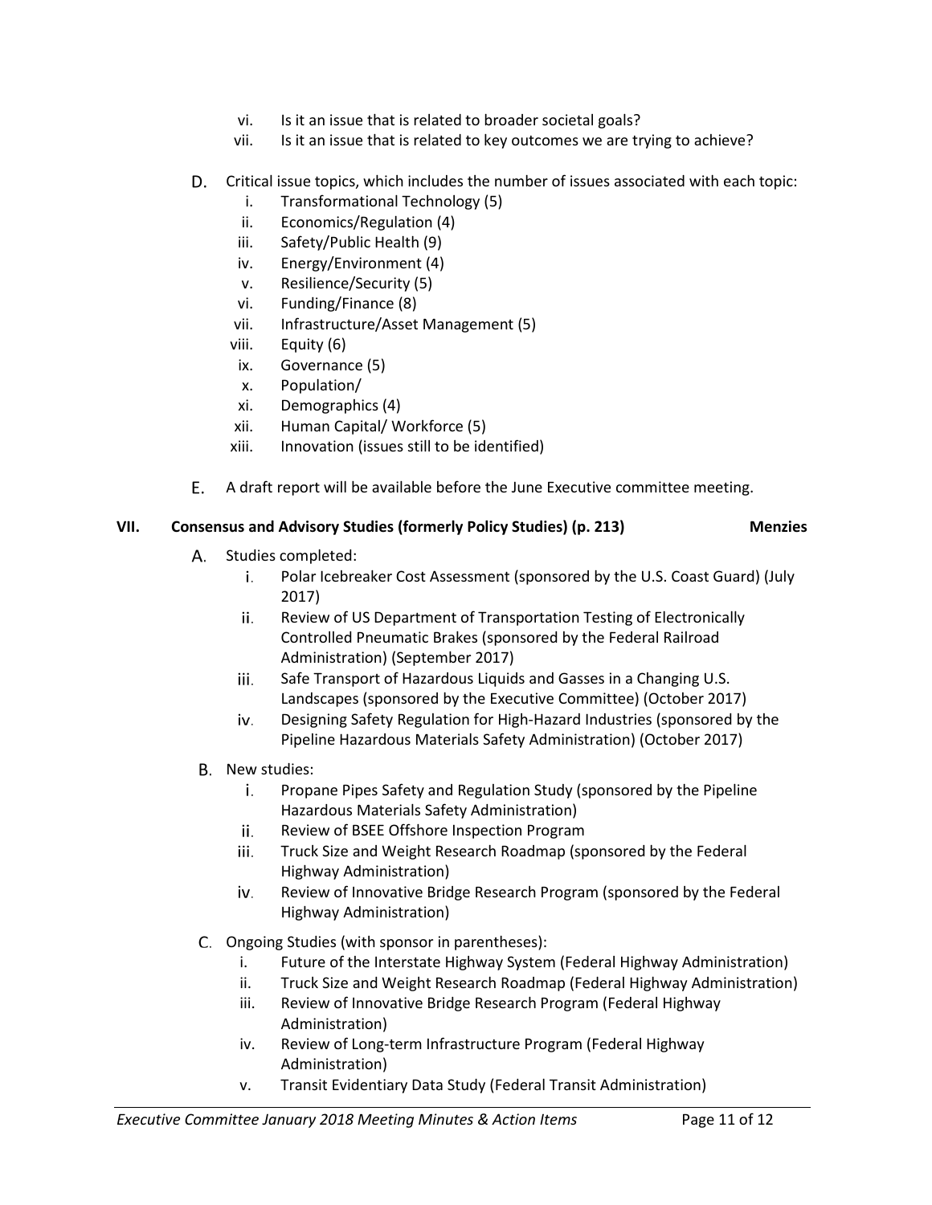vi. Is it an issue that is related to broader societal goals?
vii. Is it an issue that is related to key outcomes we are trying to achieve?

D. Critical issue topics, which includes the number of issues associated with each topic:
   i. Transformational Technology (5)
   ii. Economics/Regulation (4)
   iii. Safety/Public Health (9)
   iv. Energy/Environment (4)
   v. Resilience/Security (5)
   vi. Funding/Finance (8)
   vii. Infrastructure/Asset Management (5)
   viii. Equity (6)
   ix. Governance (5)
   x. Population/
   xi. Demographics (4)
   xii. Human Capital/ Workforce (5)
   xiii. Innovation (issues still to be identified)

E. A draft report will be available before the June Executive committee meeting.

## VII. Consensus and Advisory Studies (formerly Policy Studies) (p. 213) — Menzies

A. Studies completed:
   i. Polar Icebreaker Cost Assessment (sponsored by the U.S. Coast Guard) (July 2017)
   ii. Review of US Department of Transportation Testing of Electronically Controlled Pneumatic Brakes (sponsored by the Federal Railroad Administration) (September 2017)
   iii. Safe Transport of Hazardous Liquids and Gasses in a Changing U.S. Landscapes (sponsored by the Executive Committee) (October 2017)
   iv. Designing Safety Regulation for High-Hazard Industries (sponsored by the Pipeline Hazardous Materials Safety Administration) (October 2017)

B. New studies:
   i. Propane Pipes Safety and Regulation Study (sponsored by the Pipeline Hazardous Materials Safety Administration)
   ii. Review of BSEE Offshore Inspection Program
   iii. Truck Size and Weight Research Roadmap (sponsored by the Federal Highway Administration)
   iv. Review of Innovative Bridge Research Program (sponsored by the Federal Highway Administration)

C. Ongoing Studies (with sponsor in parentheses):
   i. Future of the Interstate Highway System (Federal Highway Administration)
   ii. Truck Size and Weight Research Roadmap (Federal Highway Administration)
   iii. Review of Innovative Bridge Research Program (Federal Highway Administration)
   iv. Review of Long-term Infrastructure Program (Federal Highway Administration)
   v. Transit Evidentiary Data Study (Federal Transit Administration)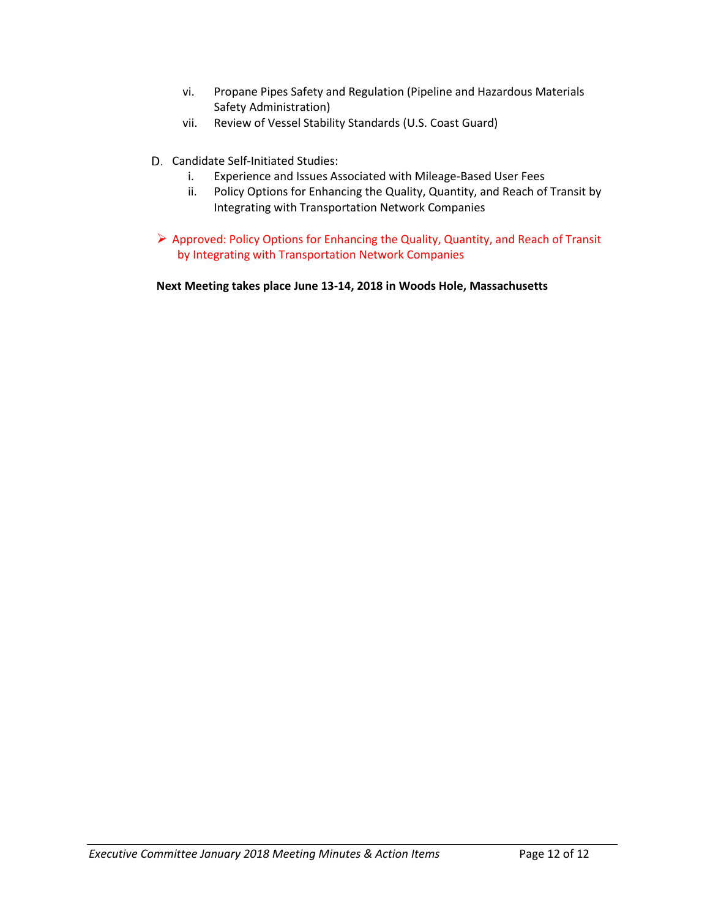vi. Propane Pipes Safety and Regulation (Pipeline and Hazardous Materials Safety Administration)

vii. Review of Vessel Stability Standards (U.S. Coast Guard)

D. Candidate Self-Initiated Studies:

i. Experience and Issues Associated with Mileage-Based User Fees

ii. Policy Options for Enhancing the Quality, Quantity, and Reach of Transit by Integrating with Transportation Network Companies

- Approved: Policy Options for Enhancing the Quality, Quantity, and Reach of Transit by Integrating with Transportation Network Companies

**Next Meeting takes place June 13-14, 2018 in Woods Hole, Massachusetts**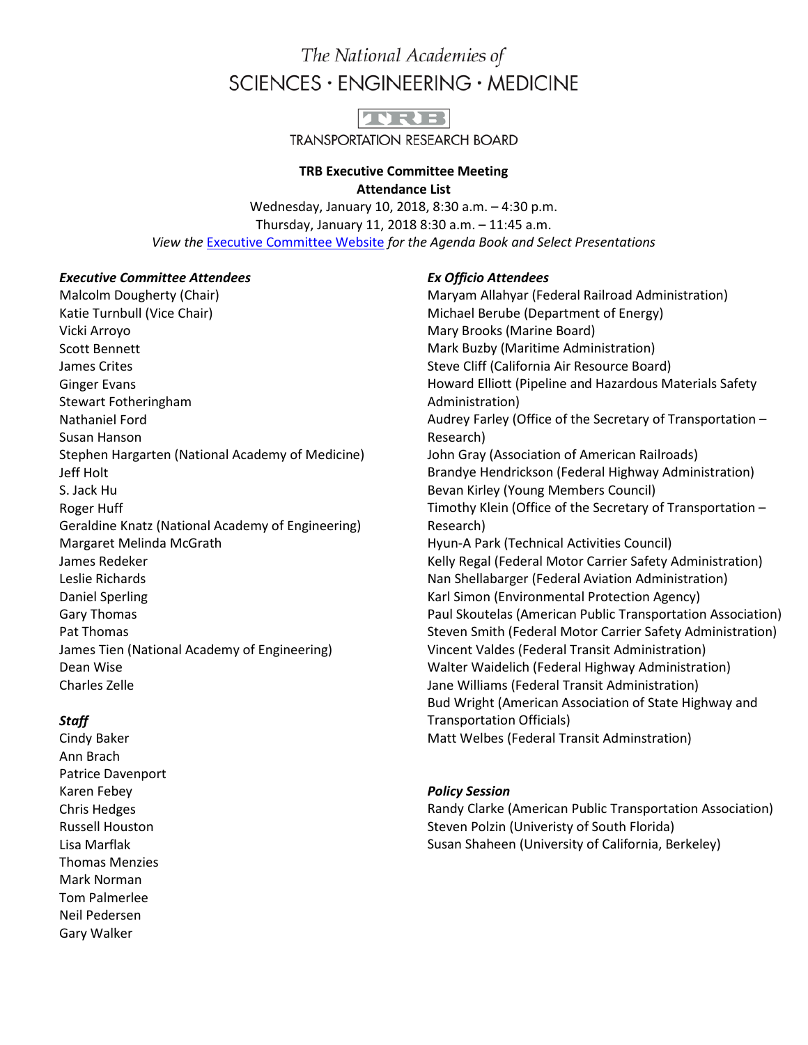The National Academies of
SCIENCES · ENGINEERING · MEDICINE

TRB
TRANSPORTATION RESEARCH BOARD

**TRB Executive Committee Meeting**
**Attendance List**
Wednesday, January 10, 2018, 8:30 a.m. – 4:30 p.m.
Thursday, January 11, 2018 8:30 a.m. – 11:45 a.m.
*View the* Executive Committee Website *for the Agenda Book and Select Presentations*

***Executive Committee Attendees***

Malcolm Dougherty (Chair)
Katie Turnbull (Vice Chair)
Vicki Arroyo
Scott Bennett
James Crites
Ginger Evans
Stewart Fotheringham
Nathaniel Ford
Susan Hanson
Stephen Hargarten (National Academy of Medicine)
Jeff Holt
S. Jack Hu
Roger Huff
Geraldine Knatz (National Academy of Engineering)
Margaret Melinda McGrath
James Redeker
Leslie Richards
Daniel Sperling
Gary Thomas
Pat Thomas
James Tien (National Academy of Engineering)
Dean Wise
Charles Zelle

***Staff***

Cindy Baker
Ann Brach
Patrice Davenport
Karen Febey
Chris Hedges
Russell Houston
Lisa Marflak
Thomas Menzies
Mark Norman
Tom Palmerlee
Neil Pedersen
Gary Walker

***Ex Officio Attendees***

Maryam Allahyar (Federal Railroad Administration)
Michael Berube (Department of Energy)
Mary Brooks (Marine Board)
Mark Buzby (Maritime Administration)
Steve Cliff (California Air Resource Board)
Howard Elliott (Pipeline and Hazardous Materials Safety Administration)
Audrey Farley (Office of the Secretary of Transportation – Research)
John Gray (Association of American Railroads)
Brandye Hendrickson (Federal Highway Administration)
Bevan Kirley (Young Members Council)
Timothy Klein (Office of the Secretary of Transportation – Research)
Hyun-A Park (Technical Activities Council)
Kelly Regal (Federal Motor Carrier Safety Administration)
Nan Shellabarger (Federal Aviation Administration)
Karl Simon (Environmental Protection Agency)
Paul Skoutelas (American Public Transportation Association)
Steven Smith (Federal Motor Carrier Safety Administration)
Vincent Valdes (Federal Transit Administration)
Walter Waidelich (Federal Highway Administration)
Jane Williams (Federal Transit Administration)
Bud Wright (American Association of State Highway and Transportation Officials)
Matt Welbes (Federal Transit Adminstration)

***Policy Session***

Randy Clarke (American Public Transportation Association)
Steven Polzin (Univeristy of South Florida)
Susan Shaheen (University of California, Berkeley)